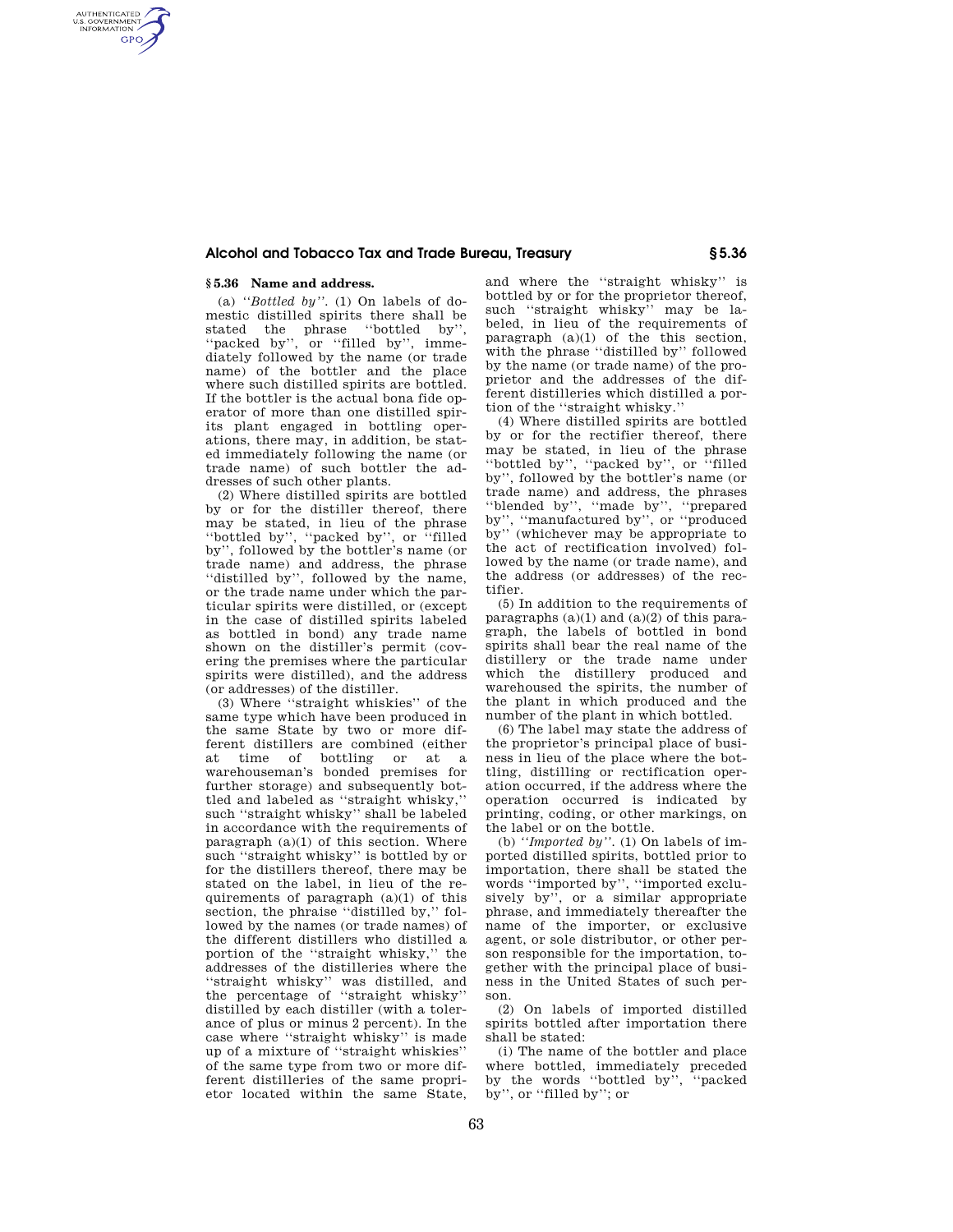### § 5.36 Name and address.

(a) *"Bottled by"*. (1) On labels of domestic distilled spirits there shall be stated the phrase "bottled by", "packed by", or "filled by", immediately followed by the name (or trade name) of the bottler and the place where such distilled spirits are bottled. If the bottler is the actual bona fide operator of more than one distilled spirits plant engaged in bottling operations, there may, in addition, be stated immediately following the name (or trade name) of such bottler the addresses of such other plants.

(2) Where distilled spirits are bottled by or for the distiller thereof, there may be stated, in lieu of the phrase "bottled by", "packed by", or "filled by", followed by the bottler's name (or trade name) and address, the phrase "distilled by", followed by the name, or the trade name under which the particular spirits were distilled, or (except in the case of distilled spirits labeled as bottled in bond) any trade name shown on the distiller's permit (covering the premises where the particular spirits were distilled), and the address (or addresses) of the distiller.

(3) Where "straight whiskies" of the same type which have been produced in the same State by two or more different distillers are combined (either at time of bottling or at a warehouseman's bonded premises for further storage) and subsequently bottled and labeled as "straight whisky," such "straight whisky" shall be labeled in accordance with the requirements of paragraph (a)(1) of this section. Where such "straight whisky" is bottled by or for the distillers thereof, there may be stated on the label, in lieu of the requirements of paragraph (a)(1) of this section, the phraise "distilled by," followed by the names (or trade names) of the different distillers who distilled a portion of the "straight whisky," the addresses of the distilleries where the "straight whisky" was distilled, and the percentage of "straight whisky" distilled by each distiller (with a tolerance of plus or minus 2 percent). In the case where "straight whisky" is made up of a mixture of "straight whiskies" of the same type from two or more different distilleries of the same proprietor located within the same State, and where the "straight whisky" is bottled by or for the proprietor thereof, such "straight whisky" may be labeled, in lieu of the requirements of paragraph (a)(1) of the this section, with the phrase "distilled by" followed by the name (or trade name) of the proprietor and the addresses of the different distilleries which distilled a portion of the "straight whisky."

(4) Where distilled spirits are bottled by or for the rectifier thereof, there may be stated, in lieu of the phrase "bottled by", "packed by", or "filled by", followed by the bottler's name (or trade name) and address, the phrases "blended by", "made by", "prepared by", "manufactured by", or "produced by" (whichever may be appropriate to the act of rectification involved) followed by the name (or trade name), and the address (or addresses) of the rectifier.

(5) In addition to the requirements of paragraphs (a)(1) and (a)(2) of this paragraph, the labels of bottled in bond spirits shall bear the real name of the distillery or the trade name under which the distillery produced and warehoused the spirits, the number of the plant in which produced and the number of the plant in which bottled.

(6) The label may state the address of the proprietor's principal place of business in lieu of the place where the bottling, distilling or rectification operation occurred, if the address where the operation occurred is indicated by printing, coding, or other markings, on the label or on the bottle.

(b) *"Imported by"*. (1) On labels of imported distilled spirits, bottled prior to importation, there shall be stated the words "imported by", "imported exclusively by", or a similar appropriate phrase, and immediately thereafter the name of the importer, or exclusive agent, or sole distributor, or other person responsible for the importation, together with the principal place of business in the United States of such person.

(2) On labels of imported distilled spirits bottled after importation there shall be stated:

(i) The name of the bottler and place where bottled, immediately preceded by the words "bottled by", "packed by", or "filled by"; or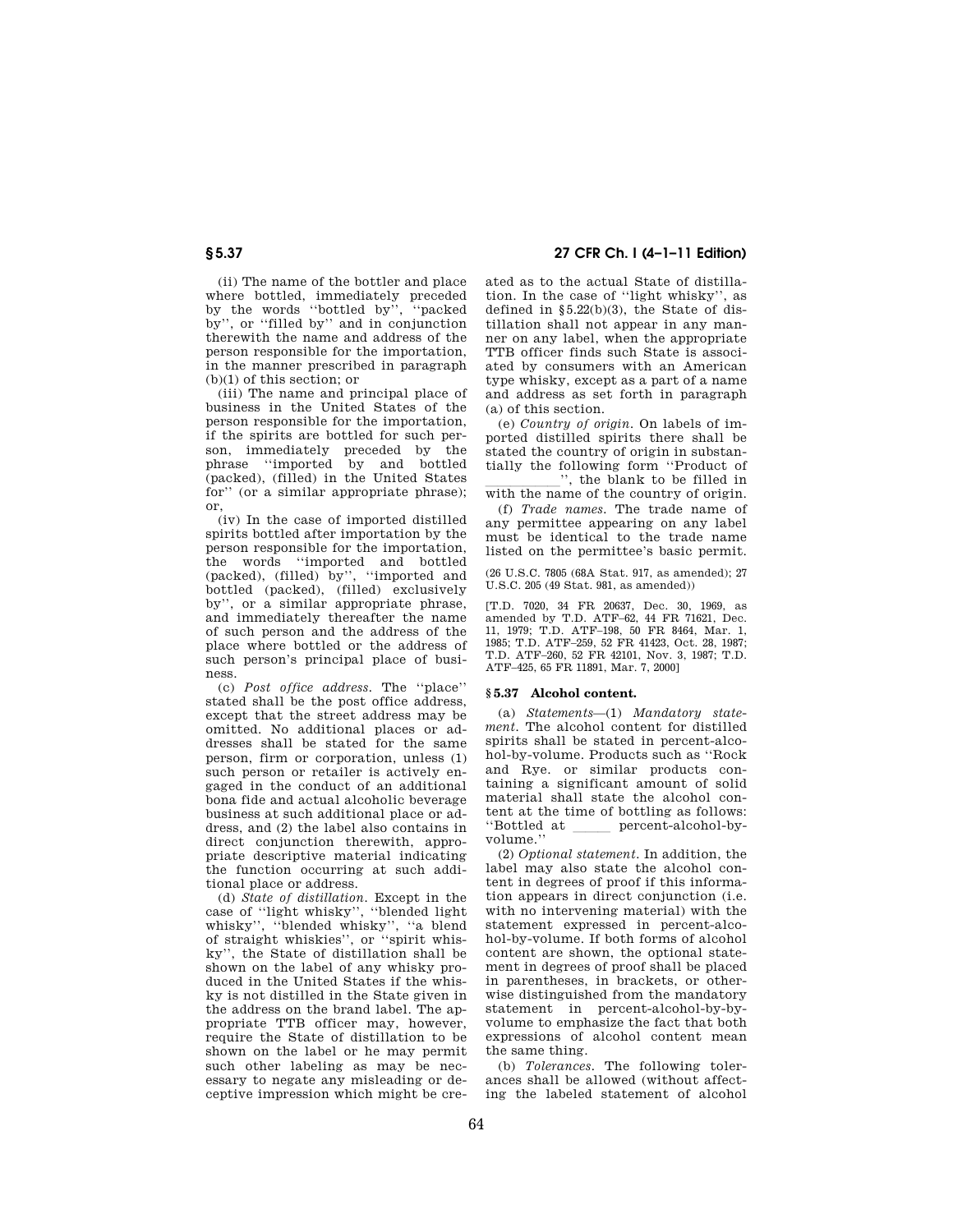(ii) The name of the bottler and place where bottled, immediately preceded by the words ''bottled by'', ''packed by'', or ''filled by'' and in conjunction therewith the name and address of the person responsible for the importation, in the manner prescribed in paragraph (b)(1) of this section; or

(iii) The name and principal place of business in the United States of the person responsible for the importation, if the spirits are bottled for such person, immediately preceded by the phrase ''imported by and bottled (packed), (filled) in the United States for'' (or a similar appropriate phrase); or,

(iv) In the case of imported distilled spirits bottled after importation by the person responsible for the importation, the words ''imported and bottled (packed), (filled) by'', ''imported and bottled (packed), (filled) exclusively by'', or a similar appropriate phrase, and immediately thereafter the name of such person and the address of the place where bottled or the address of such person's principal place of business.

(c) *Post office address.* The ''place'' stated shall be the post office address, except that the street address may be omitted. No additional places or addresses shall be stated for the same person, firm or corporation, unless (1) such person or retailer is actively engaged in the conduct of an additional bona fide and actual alcoholic beverage business at such additional place or address, and (2) the label also contains in direct conjunction therewith, appropriate descriptive material indicating the function occurring at such additional place or address.

(d) *State of distillation.* Except in the case of ''light whisky'', ''blended light whisky'', ''blended whisky'', ''a blend of straight whiskies'', or ''spirit whisky'', the State of distillation shall be shown on the label of any whisky produced in the United States if the whisky is not distilled in the State given in the address on the brand label. The appropriate TTB officer may, however, require the State of distillation to be shown on the label or he may permit such other labeling as may be necessary to negate any misleading or deceptive impression which might be created as to the actual State of distillation. In the case of ''light whisky'', as defined in §5.22(b)(3), the State of distillation shall not appear in any manner on any label, when the appropriate TTB officer finds such State is associated by consumers with an American type whisky, except as a part of a name and address as set forth in paragraph (a) of this section.

(e) *Country of origin.* On labels of imported distilled spirits there shall be stated the country of origin in substantially the following form ''Product of \_\_\_\_\_\_\_\_\_\_'', the blank to be filled in with the name of the country of origin.

(f) *Trade names.* The trade name of any permittee appearing on any label must be identical to the trade name listed on the permittee's basic permit.

(26 U.S.C. 7805 (68A Stat. 917, as amended); 27 U.S.C. 205 (49 Stat. 981, as amended))

[T.D. 7020, 34 FR 20637, Dec. 30, 1969, as amended by T.D. ATF–62, 44 FR 71621, Dec. 11, 1979; T.D. ATF–198, 50 FR 8464, Mar. 1, 1985; T.D. ATF–259, 52 FR 41423, Oct. 28, 1987; T.D. ATF–260, 52 FR 42101, Nov. 3, 1987; T.D. ATF–425, 65 FR 11891, Mar. 7, 2000]

## §5.37 Alcohol content.

(a) *Statements*—(1) *Mandatory statement.* The alcohol content for distilled spirits shall be stated in percent-alcohol-by-volume. Products such as ''Rock and Rye. or similar products containing a significant amount of solid material shall state the alcohol content at the time of bottling as follows: ''Bottled at \_\_\_\_\_ percent-alcohol-by-volume.''

(2) *Optional statement.* In addition, the label may also state the alcohol content in degrees of proof if this information appears in direct conjunction (i.e. with no intervening material) with the statement expressed in percent-alcohol-by-volume. If both forms of alcohol content are shown, the optional statement in degrees of proof shall be placed in parentheses, in brackets, or otherwise distinguished from the mandatory statement in percent-alcohol-by-by-volume to emphasize the fact that both expressions of alcohol content mean the same thing.

(b) *Tolerances.* The following tolerances shall be allowed (without affecting the labeled statement of alcohol